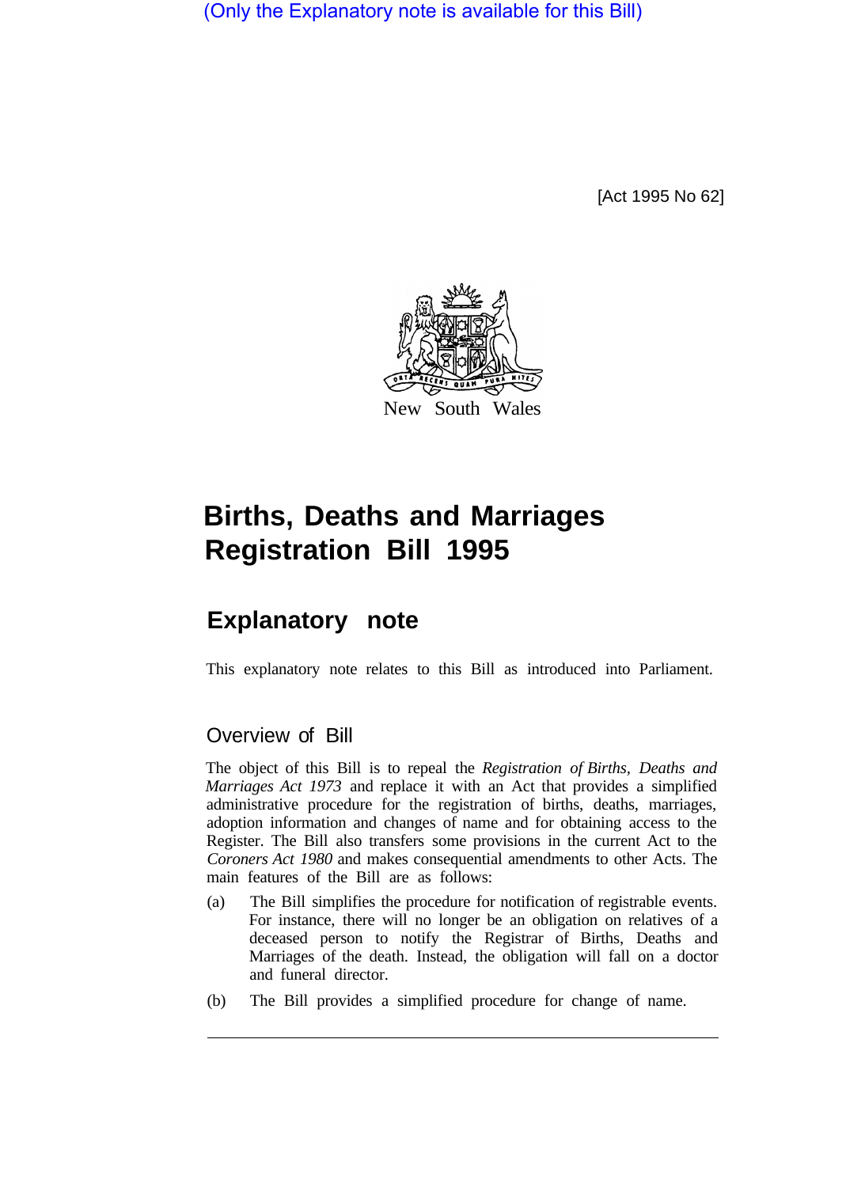(Only the Explanatory note is available for this Bill)

[Act 1995 No 62]

New South Wales

# Births, Deaths and Marriages Registration Bill 1995

## Explanatory note

This explanatory note relates to this Bill as introduced into Parliament.

### Overview of Bill

The object of this Bill is to repeal the *Registration of Births, Deaths and Marriages Act 1973* and replace it with an Act that provides a simplified administrative procedure for the registration of births, deaths, marriages, adoption information and changes of name and for obtaining access to the Register. The Bill also transfers some provisions in the current Act to the *Coroners Act 1980* and makes consequential amendments to other Acts. The main features of the Bill are as follows:

(a) The Bill simplifies the procedure for notification of registrable events. For instance, there will no longer be an obligation on relatives of a deceased person to notify the Registrar of Births, Deaths and Marriages of the death. Instead, the obligation will fall on a doctor and funeral director.

(b) The Bill provides a simplified procedure for change of name.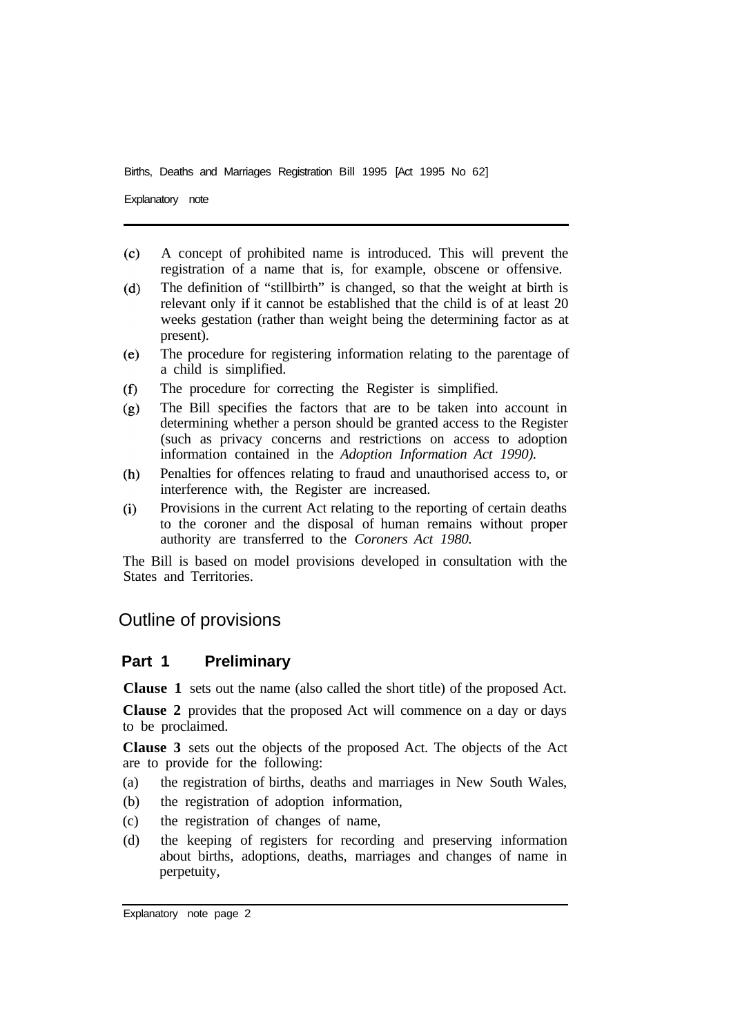(c) A concept of prohibited name is introduced. This will prevent the registration of a name that is, for example, obscene or offensive.

(d) The definition of "stillbirth" is changed, so that the weight at birth is relevant only if it cannot be established that the child is of at least 20 weeks gestation (rather than weight being the determining factor as at present).

(e) The procedure for registering information relating to the parentage of a child is simplified.

(f) The procedure for correcting the Register is simplified.

(g) The Bill specifies the factors that are to be taken into account in determining whether a person should be granted access to the Register (such as privacy concerns and restrictions on access to adoption information contained in the *Adoption Information Act 1990).*

(h) Penalties for offences relating to fraud and unauthorised access to, or interference with, the Register are increased.

(i) Provisions in the current Act relating to the reporting of certain deaths to the coroner and the disposal of human remains without proper authority are transferred to the *Coroners Act 1980.*

The Bill is based on model provisions developed in consultation with the States and Territories.

## Outline of provisions

### Part 1 Preliminary

**Clause 1** sets out the name (also called the short title) of the proposed Act.

**Clause 2** provides that the proposed Act will commence on a day or days to be proclaimed.

**Clause 3** sets out the objects of the proposed Act. The objects of the Act are to provide for the following:

(a) the registration of births, deaths and marriages in New South Wales,

(b) the registration of adoption information,

(c) the registration of changes of name,

(d) the keeping of registers for recording and preserving information about births, adoptions, deaths, marriages and changes of name in perpetuity,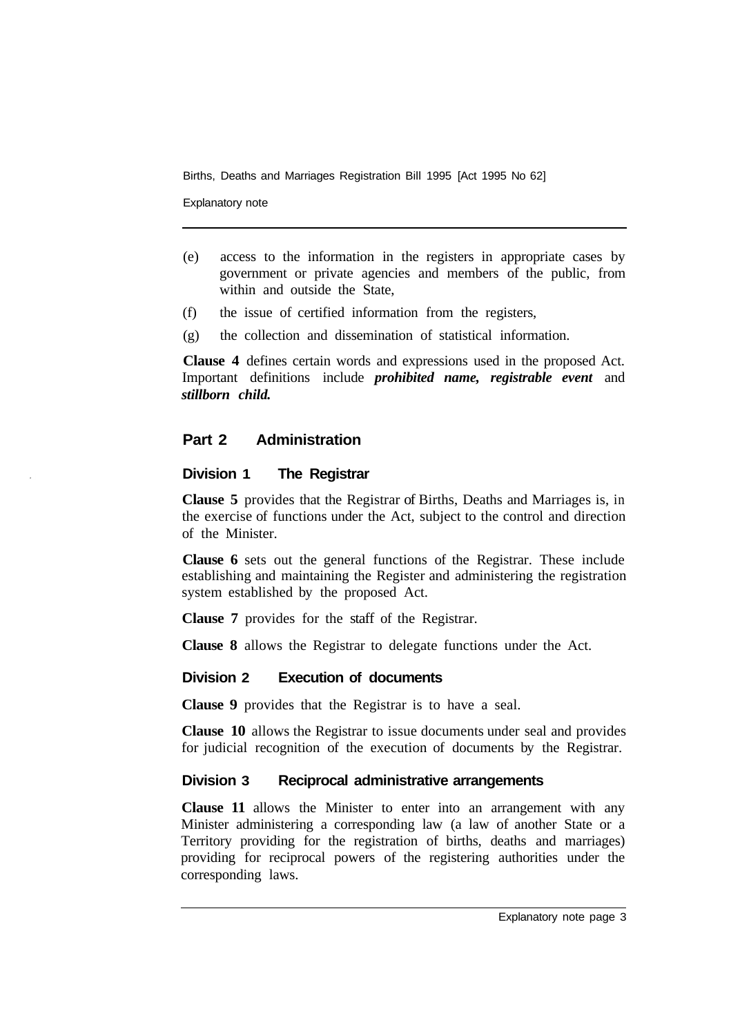(e) access to the information in the registers in appropriate cases by government or private agencies and members of the public, from within and outside the State,

(f) the issue of certified information from the registers,

(g) the collection and dissemination of statistical information.

**Clause 4** defines certain words and expressions used in the proposed Act. Important definitions include ***prohibited name, registrable event*** and ***stillborn child.***

## Part 2 Administration

### Division 1 The Registrar

**Clause 5** provides that the Registrar of Births, Deaths and Marriages is, in the exercise of functions under the Act, subject to the control and direction of the Minister.

**Clause 6** sets out the general functions of the Registrar. These include establishing and maintaining the Register and administering the registration system established by the proposed Act.

**Clause 7** provides for the staff of the Registrar.

**Clause 8** allows the Registrar to delegate functions under the Act.

### Division 2 Execution of documents

**Clause 9** provides that the Registrar is to have a seal.

**Clause 10** allows the Registrar to issue documents under seal and provides for judicial recognition of the execution of documents by the Registrar.

### Division 3 Reciprocal administrative arrangements

**Clause 11** allows the Minister to enter into an arrangement with any Minister administering a corresponding law (a law of another State or a Territory providing for the registration of births, deaths and marriages) providing for reciprocal powers of the registering authorities under the corresponding laws.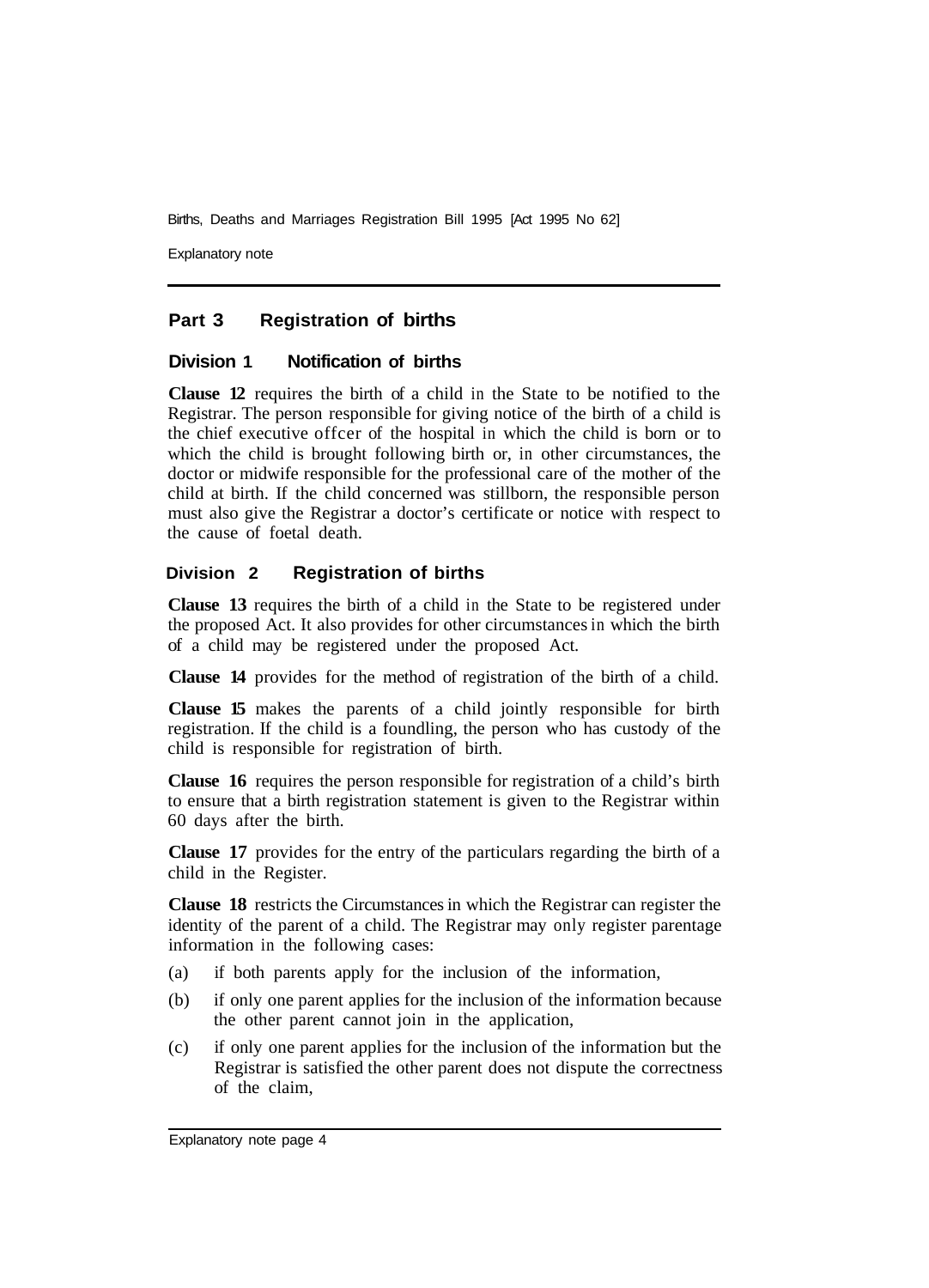## Part 3 Registration of births

### Division 1 Notification of births

**Clause 12** requires the birth of a child in the State to be notified to the Registrar. The person responsible for giving notice of the birth of a child is the chief executive offcer of the hospital in which the child is born or to which the child is brought following birth or, in other circumstances, the doctor or midwife responsible for the professional care of the mother of the child at birth. If the child concerned was stillborn, the responsible person must also give the Registrar a doctor's certificate or notice with respect to the cause of foetal death.

### Division 2 Registration of births

**Clause 13** requires the birth of a child in the State to be registered under the proposed Act. It also provides for other circumstances in which the birth of a child may be registered under the proposed Act.

**Clause 14** provides for the method of registration of the birth of a child.

**Clause 15** makes the parents of a child jointly responsible for birth registration. If the child is a foundling, the person who has custody of the child is responsible for registration of birth.

**Clause 16** requires the person responsible for registration of a child's birth to ensure that a birth registration statement is given to the Registrar within 60 days after the birth.

**Clause 17** provides for the entry of the particulars regarding the birth of a child in the Register.

**Clause 18** restricts the Circumstances in which the Registrar can register the identity of the parent of a child. The Registrar may only register parentage information in the following cases:

(a) if both parents apply for the inclusion of the information,

(b) if only one parent applies for the inclusion of the information because the other parent cannot join in the application,

(c) if only one parent applies for the inclusion of the information but the Registrar is satisfied the other parent does not dispute the correctness of the claim,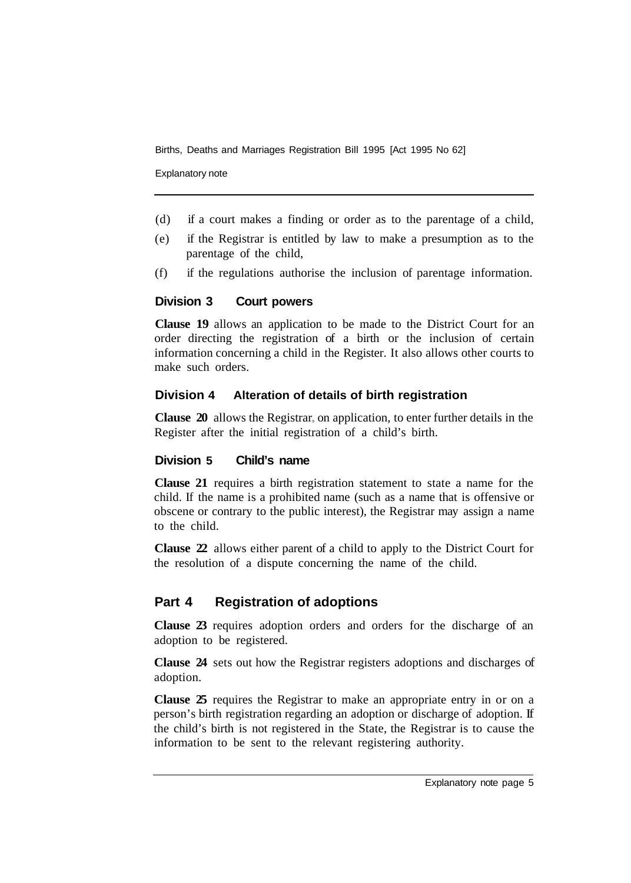- (d) if a court makes a finding or order as to the parentage of a child,
- (e) if the Registrar is entitled by law to make a presumption as to the parentage of the child,
- (f) if the regulations authorise the inclusion of parentage information.

### Division 3 Court powers

**Clause 19** allows an application to be made to the District Court for an order directing the registration of a birth or the inclusion of certain information concerning a child in the Register. It also allows other courts to make such orders.

### Division 4 Alteration of details of birth registration

**Clause 20** allows the Registrar, on application, to enter further details in the Register after the initial registration of a child's birth.

### Division 5 Child's name

**Clause 21** requires a birth registration statement to state a name for the child. If the name is a prohibited name (such as a name that is offensive or obscene or contrary to the public interest), the Registrar may assign a name to the child.

**Clause 22** allows either parent of a child to apply to the District Court for the resolution of a dispute concerning the name of the child.

## Part 4 Registration of adoptions

**Clause 23** requires adoption orders and orders for the discharge of an adoption to be registered.

**Clause 24** sets out how the Registrar registers adoptions and discharges of adoption.

**Clause 25** requires the Registrar to make an appropriate entry in or on a person's birth registration regarding an adoption or discharge of adoption. If the child's birth is not registered in the State, the Registrar is to cause the information to be sent to the relevant registering authority.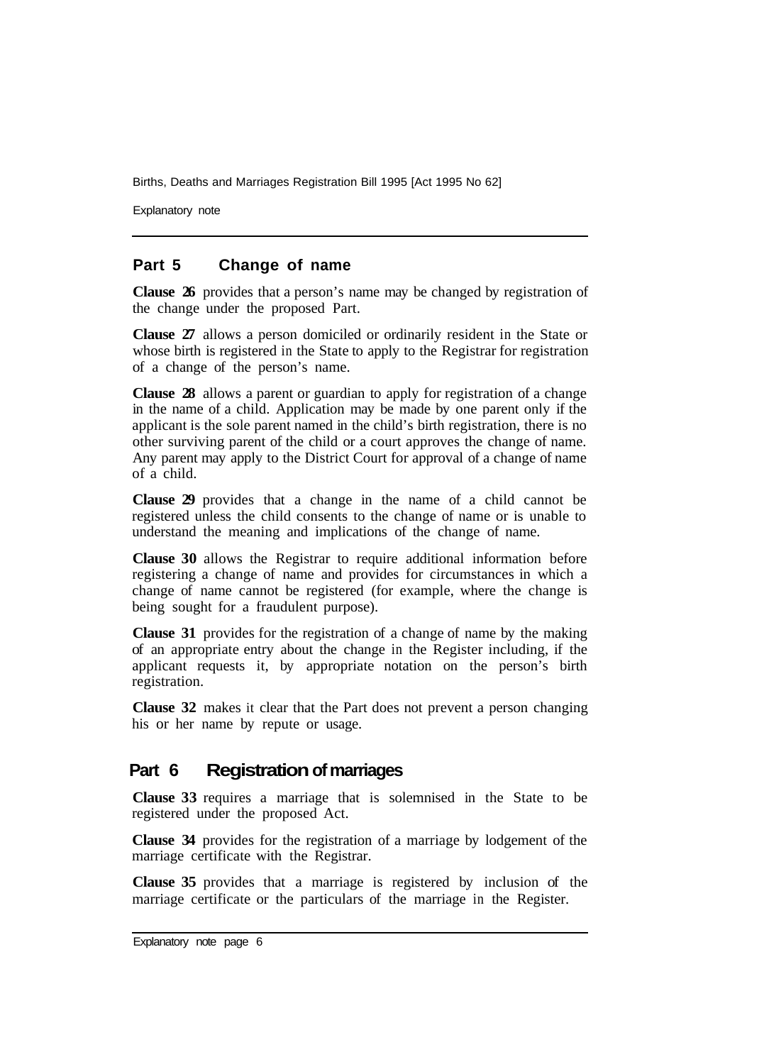## Part 5 Change of name

**Clause 26** provides that a person's name may be changed by registration of the change under the proposed Part.

**Clause 27** allows a person domiciled or ordinarily resident in the State or whose birth is registered in the State to apply to the Registrar for registration of a change of the person's name.

**Clause 28** allows a parent or guardian to apply for registration of a change in the name of a child. Application may be made by one parent only if the applicant is the sole parent named in the child's birth registration, there is no other surviving parent of the child or a court approves the change of name. Any parent may apply to the District Court for approval of a change of name of a child.

**Clause 29** provides that a change in the name of a child cannot be registered unless the child consents to the change of name or is unable to understand the meaning and implications of the change of name.

**Clause 30** allows the Registrar to require additional information before registering a change of name and provides for circumstances in which a change of name cannot be registered (for example, where the change is being sought for a fraudulent purpose).

**Clause 31** provides for the registration of a change of name by the making of an appropriate entry about the change in the Register including, if the applicant requests it, by appropriate notation on the person's birth registration.

**Clause 32** makes it clear that the Part does not prevent a person changing his or her name by repute or usage.

## Part 6 Registration of marriages

**Clause 33** requires a marriage that is solemnised in the State to be registered under the proposed Act.

**Clause 34** provides for the registration of a marriage by lodgement of the marriage certificate with the Registrar.

**Clause 35** provides that a marriage is registered by inclusion of the marriage certificate or the particulars of the marriage in the Register.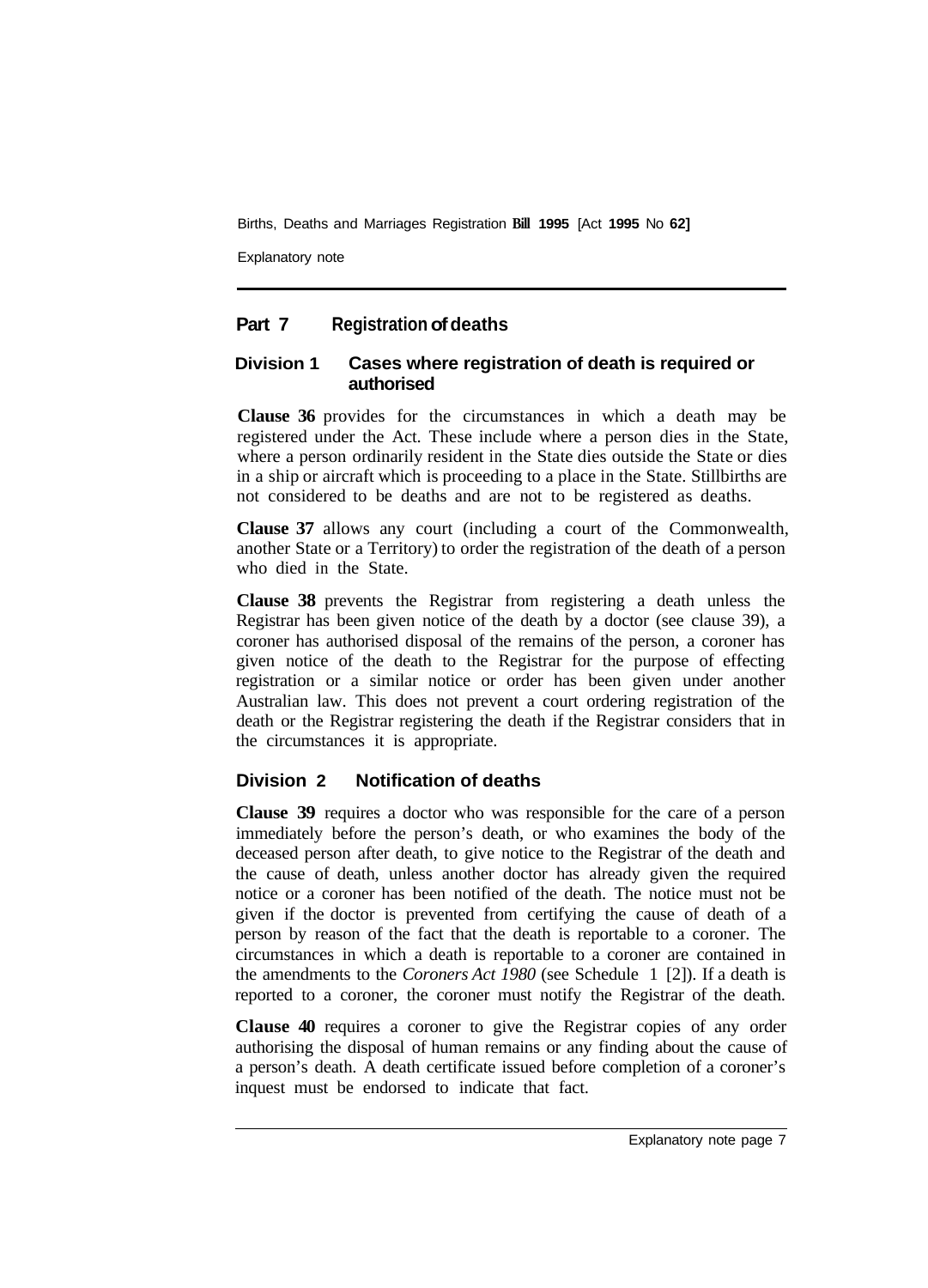## Part 7 Registration of deaths

### Division 1 Cases where registration of death is required or authorised

**Clause 36** provides for the circumstances in which a death may be registered under the Act. These include where a person dies in the State, where a person ordinarily resident in the State dies outside the State or dies in a ship or aircraft which is proceeding to a place in the State. Stillbirths are not considered to be deaths and are not to be registered as deaths.

**Clause 37** allows any court (including a court of the Commonwealth, another State or a Territory) to order the registration of the death of a person who died in the State.

**Clause 38** prevents the Registrar from registering a death unless the Registrar has been given notice of the death by a doctor (see clause 39), a coroner has authorised disposal of the remains of the person, a coroner has given notice of the death to the Registrar for the purpose of effecting registration or a similar notice or order has been given under another Australian law. This does not prevent a court ordering registration of the death or the Registrar registering the death if the Registrar considers that in the circumstances it is appropriate.

### Division 2 Notification of deaths

**Clause 39** requires a doctor who was responsible for the care of a person immediately before the person's death, or who examines the body of the deceased person after death, to give notice to the Registrar of the death and the cause of death, unless another doctor has already given the required notice or a coroner has been notified of the death. The notice must not be given if the doctor is prevented from certifying the cause of death of a person by reason of the fact that the death is reportable to a coroner. The circumstances in which a death is reportable to a coroner are contained in the amendments to the *Coroners Act 1980* (see Schedule 1 [2]). If a death is reported to a coroner, the coroner must notify the Registrar of the death.

**Clause 40** requires a coroner to give the Registrar copies of any order authorising the disposal of human remains or any finding about the cause of a person's death. A death certificate issued before completion of a coroner's inquest must be endorsed to indicate that fact.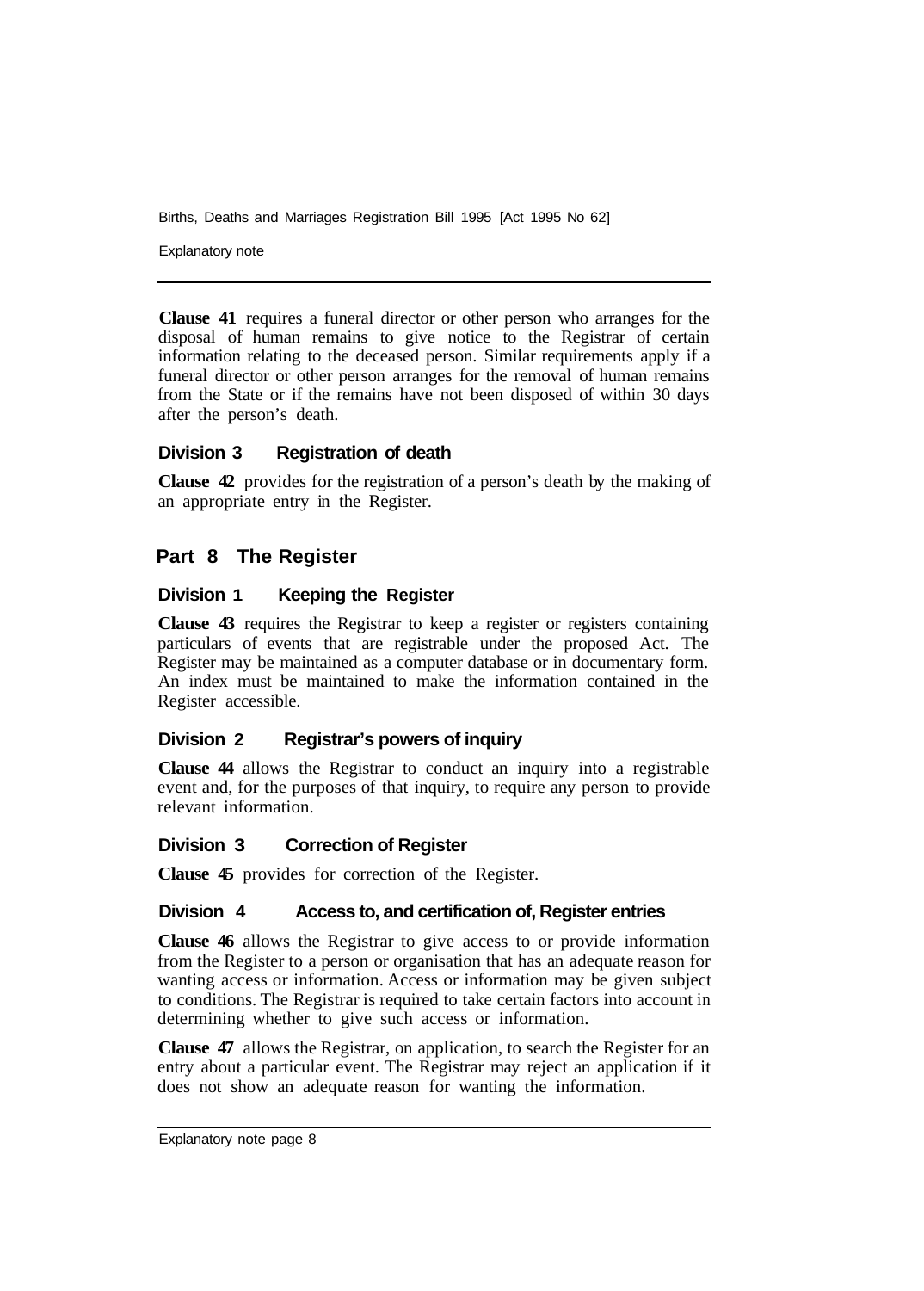**Clause 41** requires a funeral director or other person who arranges for the disposal of human remains to give notice to the Registrar of certain information relating to the deceased person. Similar requirements apply if a funeral director or other person arranges for the removal of human remains from the State or if the remains have not been disposed of within 30 days after the person's death.

### Division 3 Registration of death

**Clause 42** provides for the registration of a person's death by the making of an appropriate entry in the Register.

## Part 8 The Register

### Division 1 Keeping the Register

**Clause 43** requires the Registrar to keep a register or registers containing particulars of events that are registrable under the proposed Act. The Register may be maintained as a computer database or in documentary form. An index must be maintained to make the information contained in the Register accessible.

### Division 2 Registrar's powers of inquiry

**Clause 44** allows the Registrar to conduct an inquiry into a registrable event and, for the purposes of that inquiry, to require any person to provide relevant information.

### Division 3 Correction of Register

**Clause 45** provides for correction of the Register.

### Division 4 Access to, and certification of, Register entries

**Clause 46** allows the Registrar to give access to or provide information from the Register to a person or organisation that has an adequate reason for wanting access or information. Access or information may be given subject to conditions. The Registrar is required to take certain factors into account in determining whether to give such access or information.

**Clause 47** allows the Registrar, on application, to search the Register for an entry about a particular event. The Registrar may reject an application if it does not show an adequate reason for wanting the information.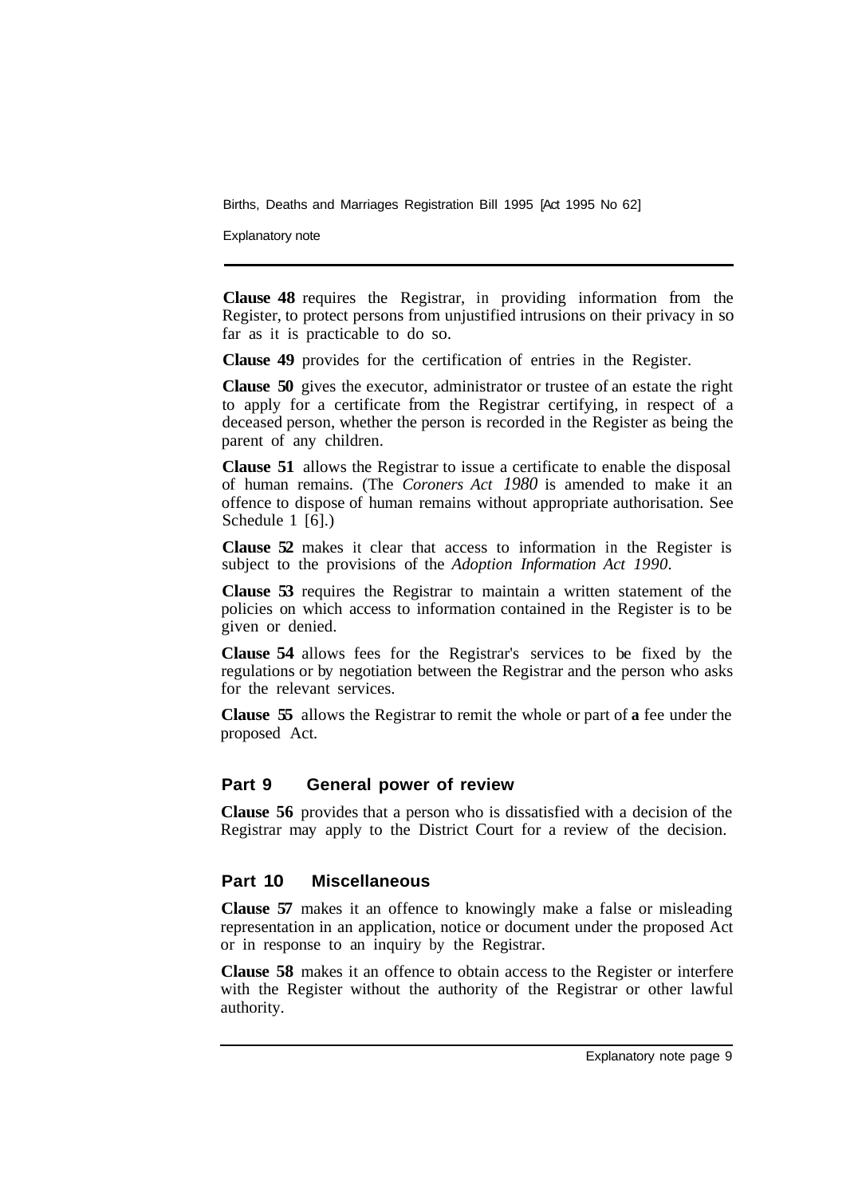**Clause 48** requires the Registrar, in providing information from the Register, to protect persons from unjustified intrusions on their privacy in so far as it is practicable to do so.

**Clause 49** provides for the certification of entries in the Register.

**Clause 50** gives the executor, administrator or trustee of an estate the right to apply for a certificate from the Registrar certifying, in respect of a deceased person, whether the person is recorded in the Register as being the parent of any children.

**Clause 51** allows the Registrar to issue a certificate to enable the disposal of human remains. (The *Coroners Act 1980* is amended to make it an offence to dispose of human remains without appropriate authorisation. See Schedule 1 [6].)

**Clause 52** makes it clear that access to information in the Register is subject to the provisions of the *Adoption Information Act 1990*.

**Clause 53** requires the Registrar to maintain a written statement of the policies on which access to information contained in the Register is to be given or denied.

**Clause 54** allows fees for the Registrar's services to be fixed by the regulations or by negotiation between the Registrar and the person who asks for the relevant services.

**Clause 55** allows the Registrar to remit the whole or part of **a** fee under the proposed Act.

## Part 9 General power of review

**Clause 56** provides that a person who is dissatisfied with a decision of the Registrar may apply to the District Court for a review of the decision.

## Part 10 Miscellaneous

**Clause 57** makes it an offence to knowingly make a false or misleading representation in an application, notice or document under the proposed Act or in response to an inquiry by the Registrar.

**Clause 58** makes it an offence to obtain access to the Register or interfere with the Register without the authority of the Registrar or other lawful authority.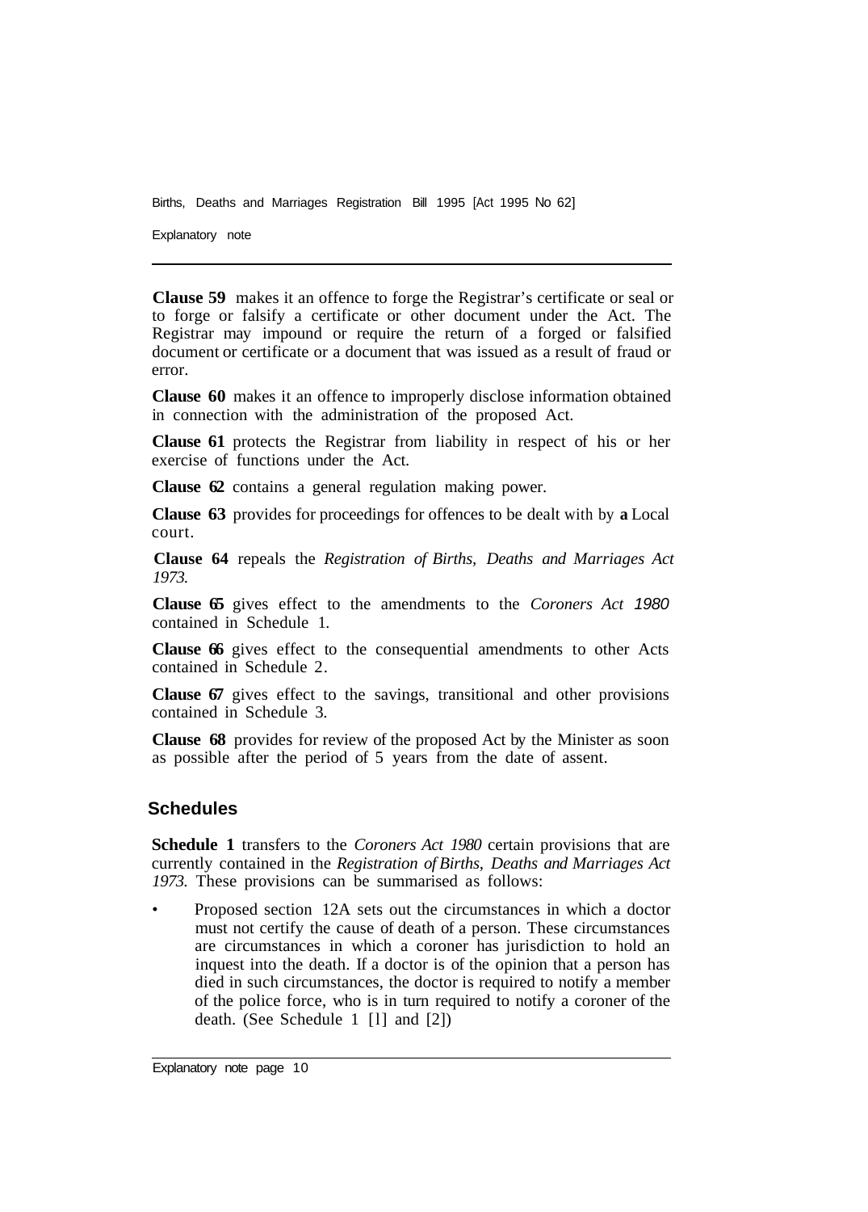**Clause 59** makes it an offence to forge the Registrar's certificate or seal or to forge or falsify a certificate or other document under the Act. The Registrar may impound or require the return of a forged or falsified document or certificate or a document that was issued as a result of fraud or error.

**Clause 60** makes it an offence to improperly disclose information obtained in connection with the administration of the proposed Act.

**Clause 61** protects the Registrar from liability in respect of his or her exercise of functions under the Act.

**Clause 62** contains a general regulation making power.

**Clause 63** provides for proceedings for offences to be dealt with by **a** Local court.

**Clause 64** repeals the *Registration of Births, Deaths and Marriages Act 1973.*

**Clause 65** gives effect to the amendments to the *Coroners Act 1980* contained in Schedule 1.

**Clause 66** gives effect to the consequential amendments to other Acts contained in Schedule 2.

**Clause 67** gives effect to the savings, transitional and other provisions contained in Schedule 3.

**Clause 68** provides for review of the proposed Act by the Minister as soon as possible after the period of 5 years from the date of assent.

## Schedules

**Schedule 1** transfers to the *Coroners Act 1980* certain provisions that are currently contained in the *Registration of Births, Deaths and Marriages Act 1973.* These provisions can be summarised as follows:

- Proposed section 12A sets out the circumstances in which a doctor must not certify the cause of death of a person. These circumstances are circumstances in which a coroner has jurisdiction to hold an inquest into the death. If a doctor is of the opinion that a person has died in such circumstances, the doctor is required to notify a member of the police force, who is in turn required to notify a coroner of the death. (See Schedule 1 [1] and [2])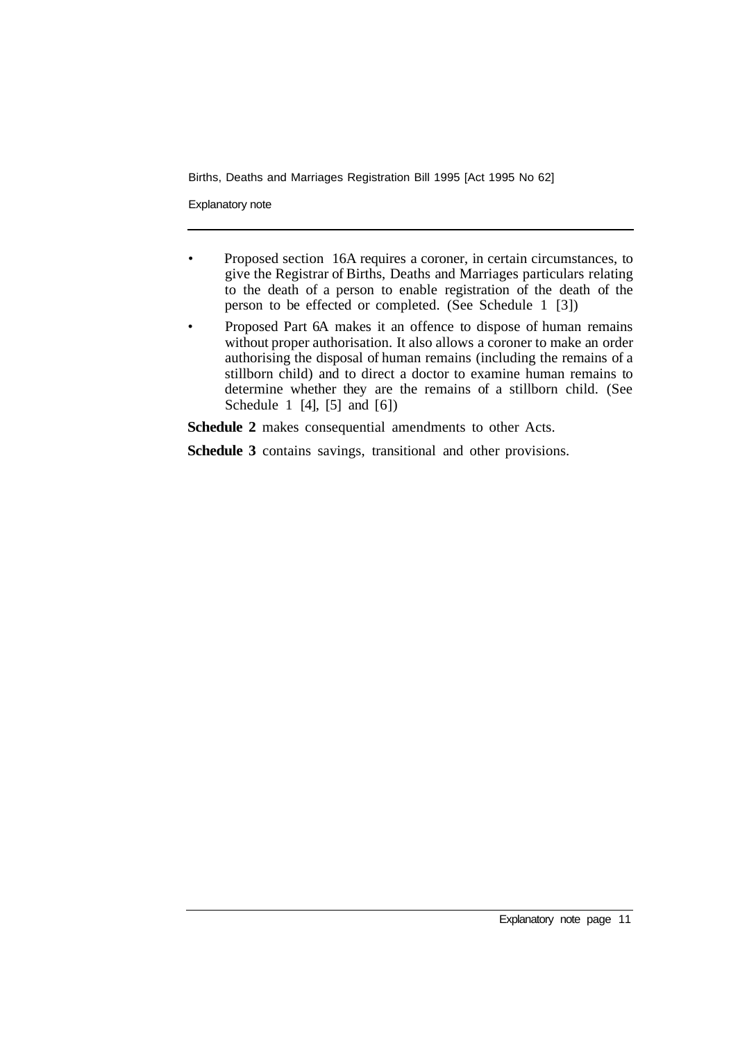- Proposed section 16A requires a coroner, in certain circumstances, to give the Registrar of Births, Deaths and Marriages particulars relating to the death of a person to enable registration of the death of the person to be effected or completed. (See Schedule 1 [3])
- Proposed Part 6A makes it an offence to dispose of human remains without proper authorisation. It also allows a coroner to make an order authorising the disposal of human remains (including the remains of a stillborn child) and to direct a doctor to examine human remains to determine whether they are the remains of a stillborn child. (See Schedule 1 [4], [5] and [6])

**Schedule 2** makes consequential amendments to other Acts.

**Schedule 3** contains savings, transitional and other provisions.